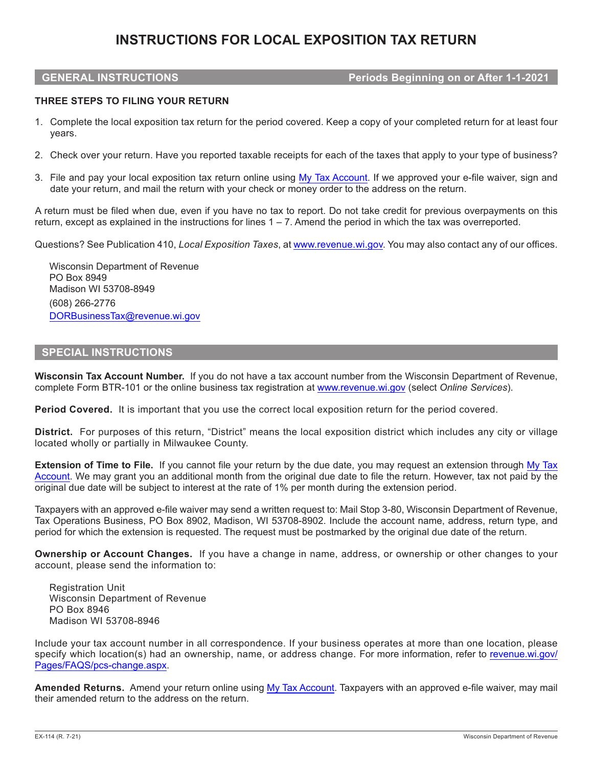# INSTRUCTIONS FOR LOCAL EXPOSITION TAX RETURN

## GENERAL INSTRUCTIONS — Periods Beginning on or After 1-1-2021

### THREE STEPS TO FILING YOUR RETURN

1. Complete the local exposition tax return for the period covered. Keep a copy of your completed return for at least four years.
2. Check over your return. Have you reported taxable receipts for each of the taxes that apply to your type of business?
3. File and pay your local exposition tax return online using My Tax Account. If we approved your e-file waiver, sign and date your return, and mail the return with your check or money order to the address on the return.

A return must be filed when due, even if you have no tax to report. Do not take credit for previous overpayments on this return, except as explained in the instructions for lines 1 – 7. Amend the period in which the tax was overreported.

Questions? See Publication 410, *Local Exposition Taxes*, at www.revenue.wi.gov. You may also contact any of our offices.

Wisconsin Department of Revenue
PO Box 8949
Madison WI 53708-8949
(608) 266-2776
DORBusinessTax@revenue.wi.gov

## SPECIAL INSTRUCTIONS

**Wisconsin Tax Account Number.** If you do not have a tax account number from the Wisconsin Department of Revenue, complete Form BTR-101 or the online business tax registration at www.revenue.wi.gov (select *Online Services*).

**Period Covered.** It is important that you use the correct local exposition return for the period covered.

**District.** For purposes of this return, "District" means the local exposition district which includes any city or village located wholly or partially in Milwaukee County.

**Extension of Time to File.** If you cannot file your return by the due date, you may request an extension through My Tax Account. We may grant you an additional month from the original due date to file the return. However, tax not paid by the original due date will be subject to interest at the rate of 1% per month during the extension period.

Taxpayers with an approved e-file waiver may send a written request to: Mail Stop 3-80, Wisconsin Department of Revenue, Tax Operations Business, PO Box 8902, Madison, WI 53708-8902. Include the account name, address, return type, and period for which the extension is requested. The request must be postmarked by the original due date of the return.

**Ownership or Account Changes.** If you have a change in name, address, or ownership or other changes to your account, please send the information to:

Registration Unit
Wisconsin Department of Revenue
PO Box 8946
Madison WI 53708-8946

Include your tax account number in all correspondence. If your business operates at more than one location, please specify which location(s) had an ownership, name, or address change. For more information, refer to revenue.wi.gov/Pages/FAQS/pcs-change.aspx.

**Amended Returns.** Amend your return online using My Tax Account. Taxpayers with an approved e-file waiver, may mail their amended return to the address on the return.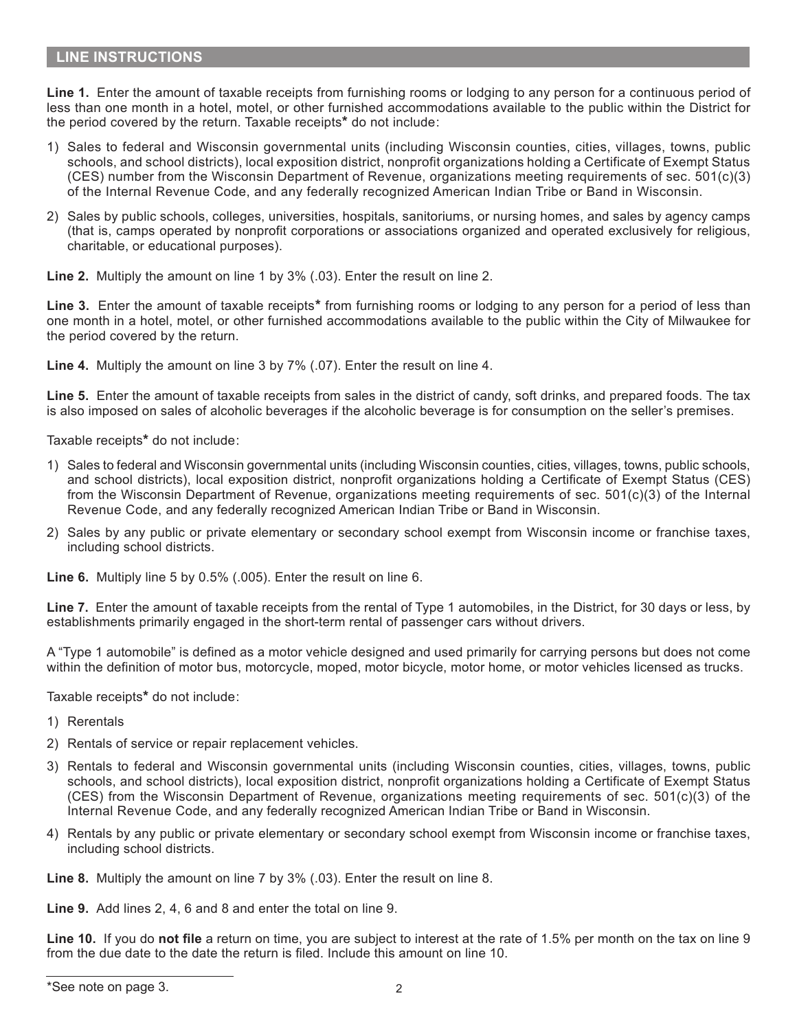## LINE INSTRUCTIONS

**Line 1.** Enter the amount of taxable receipts from furnishing rooms or lodging to any person for a continuous period of less than one month in a hotel, motel, or other furnished accommodations available to the public within the District for the period covered by the return. Taxable receipts* do not include:

1) Sales to federal and Wisconsin governmental units (including Wisconsin counties, cities, villages, towns, public schools, and school districts), local exposition district, nonprofit organizations holding a Certificate of Exempt Status (CES) number from the Wisconsin Department of Revenue, organizations meeting requirements of sec. 501(c)(3) of the Internal Revenue Code, and any federally recognized American Indian Tribe or Band in Wisconsin.
2) Sales by public schools, colleges, universities, hospitals, sanitoriums, or nursing homes, and sales by agency camps (that is, camps operated by nonprofit corporations or associations organized and operated exclusively for religious, charitable, or educational purposes).

**Line 2.** Multiply the amount on line 1 by 3% (.03). Enter the result on line 2.

**Line 3.** Enter the amount of taxable receipts* from furnishing rooms or lodging to any person for a period of less than one month in a hotel, motel, or other furnished accommodations available to the public within the City of Milwaukee for the period covered by the return.

**Line 4.** Multiply the amount on line 3 by 7% (.07). Enter the result on line 4.

**Line 5.** Enter the amount of taxable receipts from sales in the district of candy, soft drinks, and prepared foods. The tax is also imposed on sales of alcoholic beverages if the alcoholic beverage is for consumption on the seller's premises.

Taxable receipts* do not include:

1) Sales to federal and Wisconsin governmental units (including Wisconsin counties, cities, villages, towns, public schools, and school districts), local exposition district, nonprofit organizations holding a Certificate of Exempt Status (CES) from the Wisconsin Department of Revenue, organizations meeting requirements of sec. 501(c)(3) of the Internal Revenue Code, and any federally recognized American Indian Tribe or Band in Wisconsin.
2) Sales by any public or private elementary or secondary school exempt from Wisconsin income or franchise taxes, including school districts.

**Line 6.** Multiply line 5 by 0.5% (.005). Enter the result on line 6.

**Line 7.** Enter the amount of taxable receipts from the rental of Type 1 automobiles, in the District, for 30 days or less, by establishments primarily engaged in the short-term rental of passenger cars without drivers.

A "Type 1 automobile" is defined as a motor vehicle designed and used primarily for carrying persons but does not come within the definition of motor bus, motorcycle, moped, motor bicycle, motor home, or motor vehicles licensed as trucks.

Taxable receipts* do not include:

1) Rerentals
2) Rentals of service or repair replacement vehicles.
3) Rentals to federal and Wisconsin governmental units (including Wisconsin counties, cities, villages, towns, public schools, and school districts), local exposition district, nonprofit organizations holding a Certificate of Exempt Status (CES) from the Wisconsin Department of Revenue, organizations meeting requirements of sec. 501(c)(3) of the Internal Revenue Code, and any federally recognized American Indian Tribe or Band in Wisconsin.
4) Rentals by any public or private elementary or secondary school exempt from Wisconsin income or franchise taxes, including school districts.

**Line 8.** Multiply the amount on line 7 by 3% (.03). Enter the result on line 8.

**Line 9.** Add lines 2, 4, 6 and 8 and enter the total on line 9.

**Line 10.** If you do **not file** a return on time, you are subject to interest at the rate of 1.5% per month on the tax on line 9 from the due date to the date the return is filed. Include this amount on line 10.

---

*See note on page 3.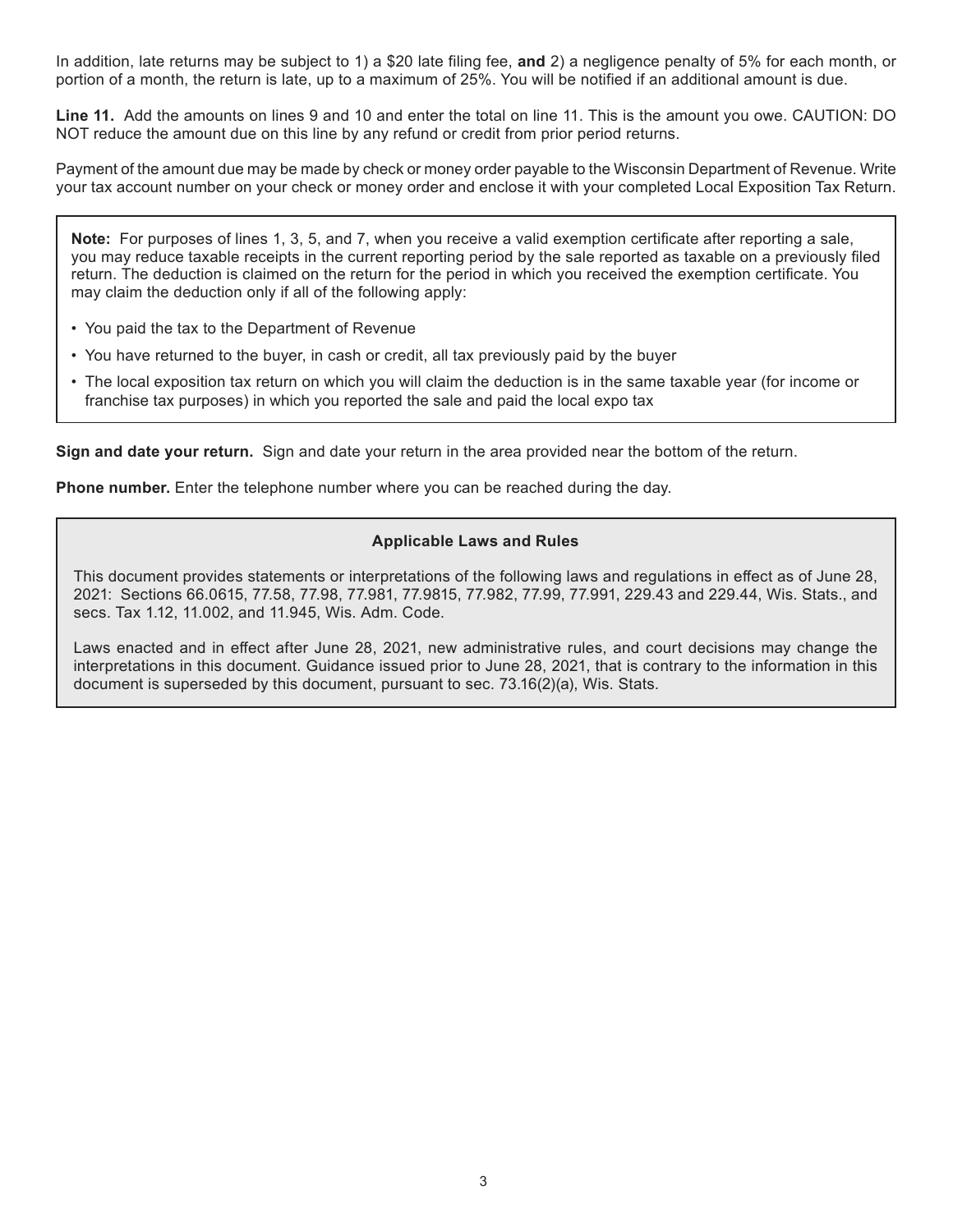In addition, late returns may be subject to 1) a $20 late filing fee, **and** 2) a negligence penalty of 5% for each month, or portion of a month, the return is late, up to a maximum of 25%. You will be notified if an additional amount is due.

**Line 11.** Add the amounts on lines 9 and 10 and enter the total on line 11. This is the amount you owe. CAUTION: DO NOT reduce the amount due on this line by any refund or credit from prior period returns.

Payment of the amount due may be made by check or money order payable to the Wisconsin Department of Revenue. Write your tax account number on your check or money order and enclose it with your completed Local Exposition Tax Return.

**Note:** For purposes of lines 1, 3, 5, and 7, when you receive a valid exemption certificate after reporting a sale, you may reduce taxable receipts in the current reporting period by the sale reported as taxable on a previously filed return. The deduction is claimed on the return for the period in which you received the exemption certificate. You may claim the deduction only if all of the following apply:

- You paid the tax to the Department of Revenue
- You have returned to the buyer, in cash or credit, all tax previously paid by the buyer
- The local exposition tax return on which you will claim the deduction is in the same taxable year (for income or franchise tax purposes) in which you reported the sale and paid the local expo tax

**Sign and date your return.** Sign and date your return in the area provided near the bottom of the return.

**Phone number.** Enter the telephone number where you can be reached during the day.

**Applicable Laws and Rules**

This document provides statements or interpretations of the following laws and regulations in effect as of June 28, 2021: Sections 66.0615, 77.58, 77.98, 77.981, 77.9815, 77.982, 77.99, 77.991, 229.43 and 229.44, Wis. Stats., and secs. Tax 1.12, 11.002, and 11.945, Wis. Adm. Code.

Laws enacted and in effect after June 28, 2021, new administrative rules, and court decisions may change the interpretations in this document. Guidance issued prior to June 28, 2021, that is contrary to the information in this document is superseded by this document, pursuant to sec. 73.16(2)(a), Wis. Stats.